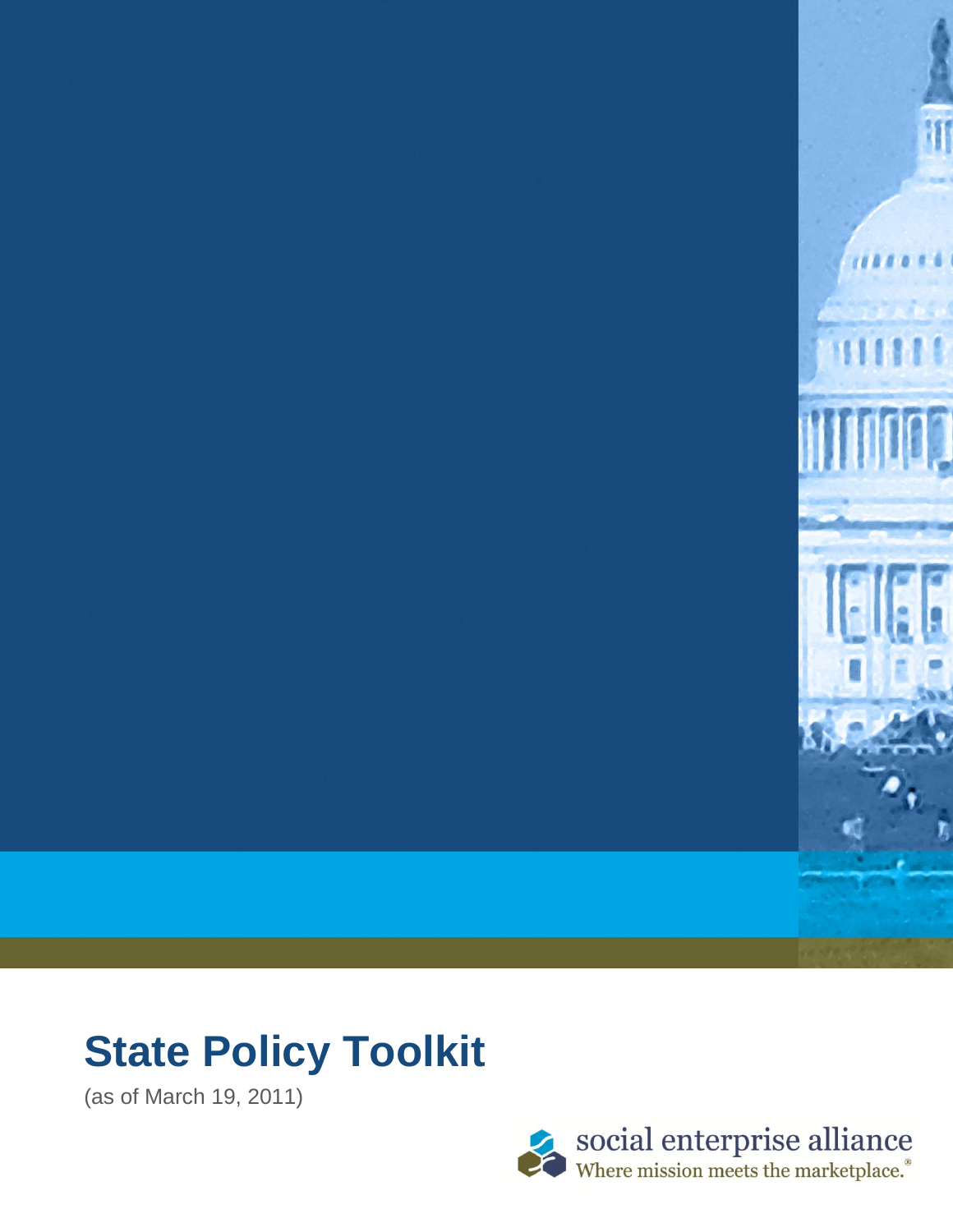# State Policy Toolkit

(as of March 19, 2011)

social enterprise alliance
Where mission meets the marketplace.®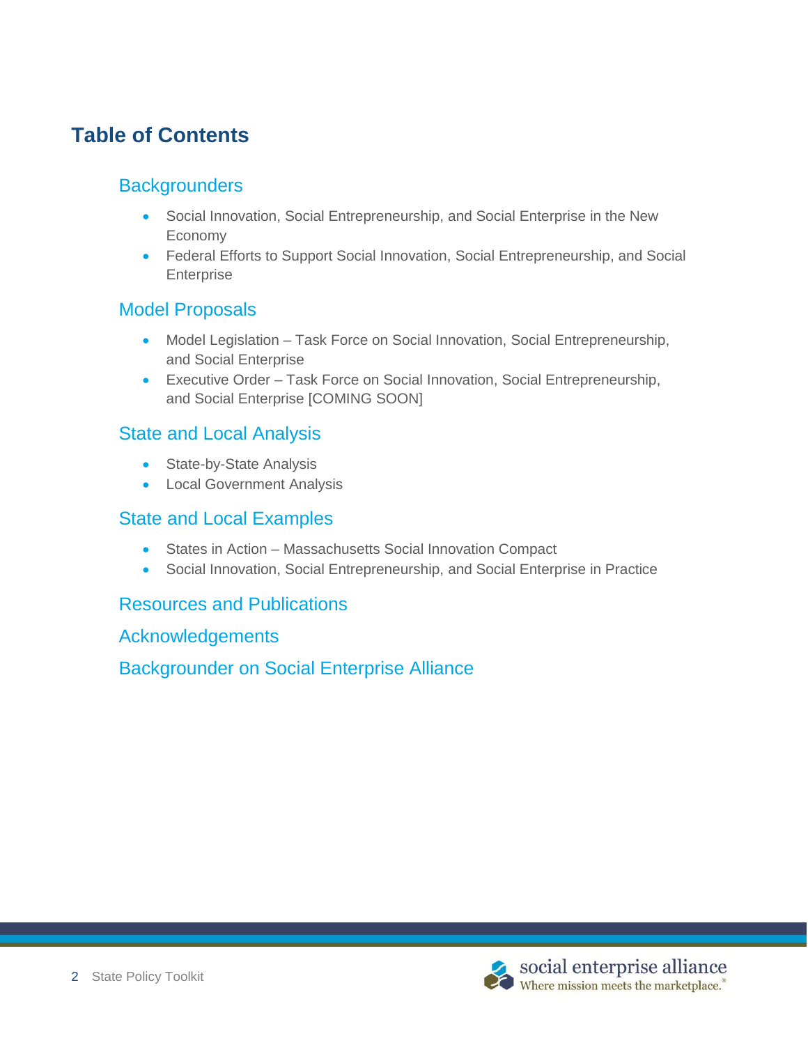## Table of Contents

### Backgrounders

- Social Innovation, Social Entrepreneurship, and Social Enterprise in the New Economy
- Federal Efforts to Support Social Innovation, Social Entrepreneurship, and Social Enterprise

### Model Proposals

- Model Legislation – Task Force on Social Innovation, Social Entrepreneurship, and Social Enterprise
- Executive Order – Task Force on Social Innovation, Social Entrepreneurship, and Social Enterprise [COMING SOON]

### State and Local Analysis

- State-by-State Analysis
- Local Government Analysis

### State and Local Examples

- States in Action – Massachusetts Social Innovation Compact
- Social Innovation, Social Entrepreneurship, and Social Enterprise in Practice

### Resources and Publications

### Acknowledgements

### Backgrounder on Social Enterprise Alliance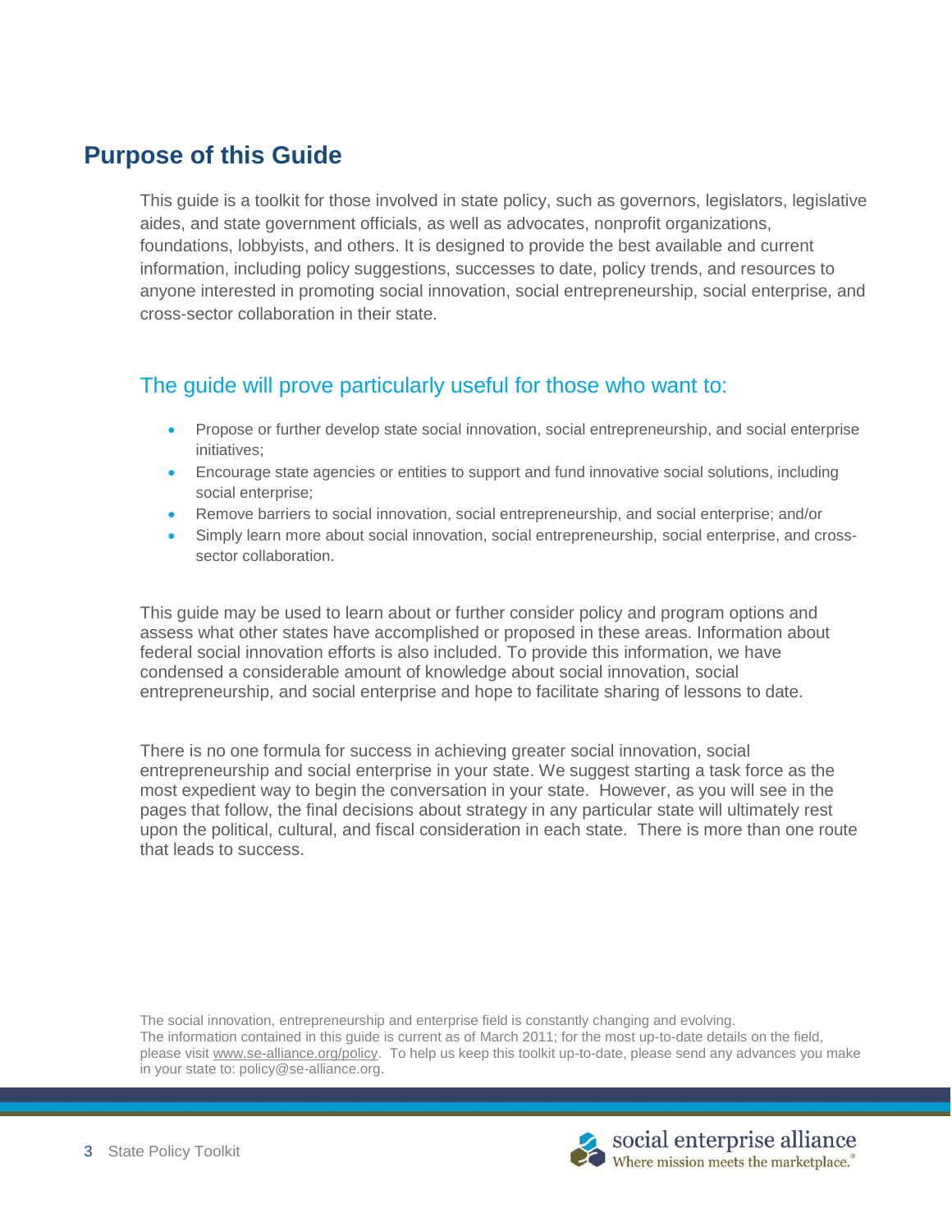## Purpose of this Guide

This guide is a toolkit for those involved in state policy, such as governors, legislators, legislative aides, and state government officials, as well as advocates, nonprofit organizations, foundations, lobbyists, and others. It is designed to provide the best available and current information, including policy suggestions, successes to date, policy trends, and resources to anyone interested in promoting social innovation, social entrepreneurship, social enterprise, and cross-sector collaboration in their state.

### The guide will prove particularly useful for those who want to:

- Propose or further develop state social innovation, social entrepreneurship, and social enterprise initiatives;
- Encourage state agencies or entities to support and fund innovative social solutions, including social enterprise;
- Remove barriers to social innovation, social entrepreneurship, and social enterprise; and/or
- Simply learn more about social innovation, social entrepreneurship, social enterprise, and cross-sector collaboration.

This guide may be used to learn about or further consider policy and program options and assess what other states have accomplished or proposed in these areas. Information about federal social innovation efforts is also included. To provide this information, we have condensed a considerable amount of knowledge about social innovation, social entrepreneurship, and social enterprise and hope to facilitate sharing of lessons to date.

There is no one formula for success in achieving greater social innovation, social entrepreneurship and social enterprise in your state. We suggest starting a task force as the most expedient way to begin the conversation in your state. However, as you will see in the pages that follow, the final decisions about strategy in any particular state will ultimately rest upon the political, cultural, and fiscal consideration in each state. There is more than one route that leads to success.

The social innovation, entrepreneurship and enterprise field is constantly changing and evolving. The information contained in this guide is current as of March 2011; for the most up-to-date details on the field, please visit www.se-alliance.org/policy. To help us keep this toolkit up-to-date, please send any advances you make in your state to: policy@se-alliance.org.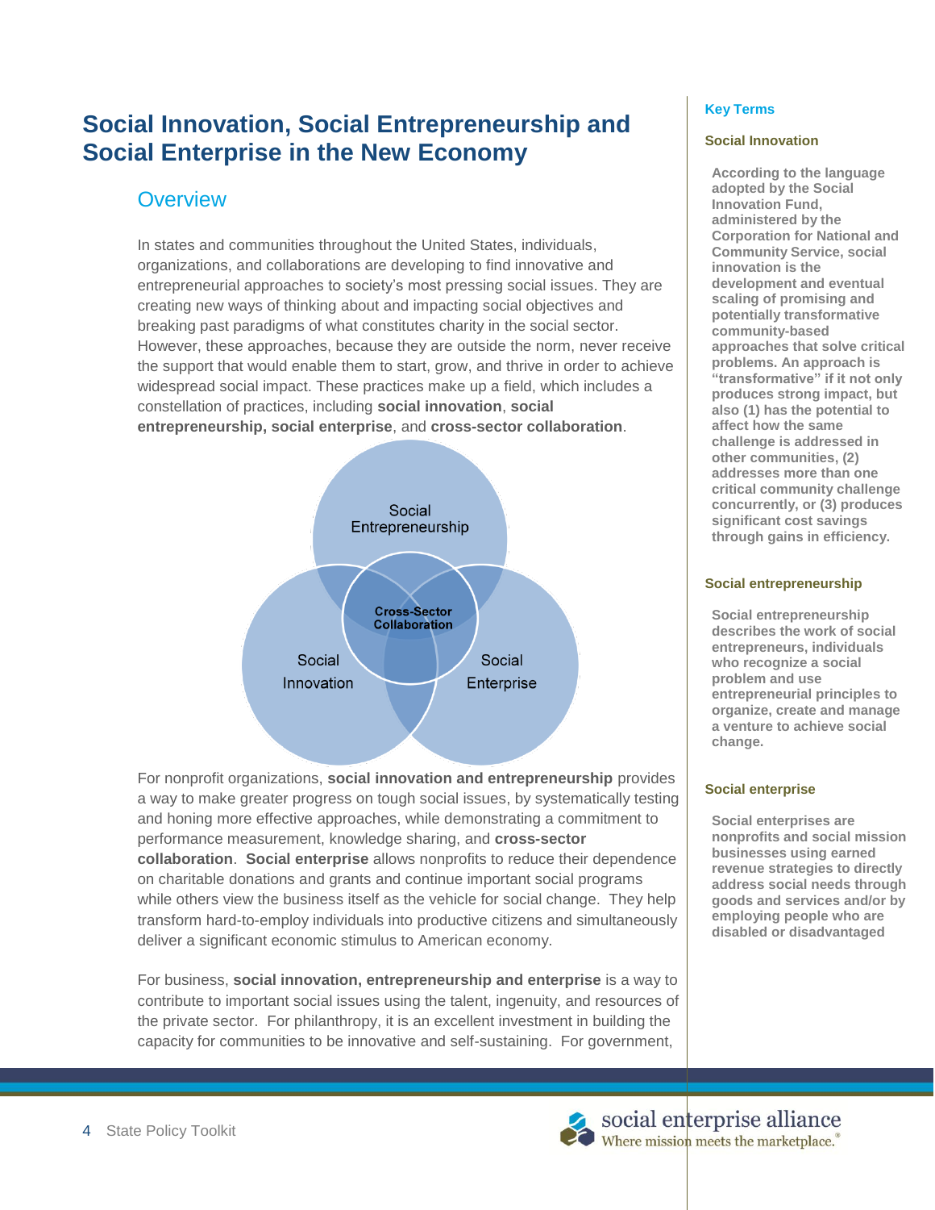# Social Innovation, Social Entrepreneurship and Social Enterprise in the New Economy

## Overview

In states and communities throughout the United States, individuals, organizations, and collaborations are developing to find innovative and entrepreneurial approaches to society's most pressing social issues. They are creating new ways of thinking about and impacting social objectives and breaking past paradigms of what constitutes charity in the social sector. However, these approaches, because they are outside the norm, never receive the support that would enable them to start, grow, and thrive in order to achieve widespread social impact. These practices make up a field, which includes a constellation of practices, including **social innovation**, **social entrepreneurship, social enterprise**, and **cross-sector collaboration**.

Social Entrepreneurship

Cross-Sector Collaboration

Social Innovation

Social Enterprise

For nonprofit organizations, **social innovation and entrepreneurship** provides a way to make greater progress on tough social issues, by systematically testing and honing more effective approaches, while demonstrating a commitment to performance measurement, knowledge sharing, and **cross-sector collaboration**. **Social enterprise** allows nonprofits to reduce their dependence on charitable donations and grants and continue important social programs while others view the business itself as the vehicle for social change. They help transform hard-to-employ individuals into productive citizens and simultaneously deliver a significant economic stimulus to American economy.

For business, **social innovation, entrepreneurship and enterprise** is a way to contribute to important social issues using the talent, ingenuity, and resources of the private sector. For philanthropy, it is an excellent investment in building the capacity for communities to be innovative and self-sustaining. For government,

### Key Terms

#### Social Innovation

**According to the language adopted by the Social Innovation Fund, administered by the Corporation for National and Community Service, social innovation is the development and eventual scaling of promising and potentially transformative community-based approaches that solve critical problems. An approach is "transformative" if it not only produces strong impact, but also (1) has the potential to affect how the same challenge is addressed in other communities, (2) addresses more than one critical community challenge concurrently, or (3) produces significant cost savings through gains in efficiency.**

#### Social entrepreneurship

**Social entrepreneurship describes the work of social entrepreneurs, individuals who recognize a social problem and use entrepreneurial principles to organize, create and manage a venture to achieve social change.**

#### Social enterprise

**Social enterprises are nonprofits and social mission businesses using earned revenue strategies to directly address social needs through goods and services and/or by employing people who are disabled or disadvantaged**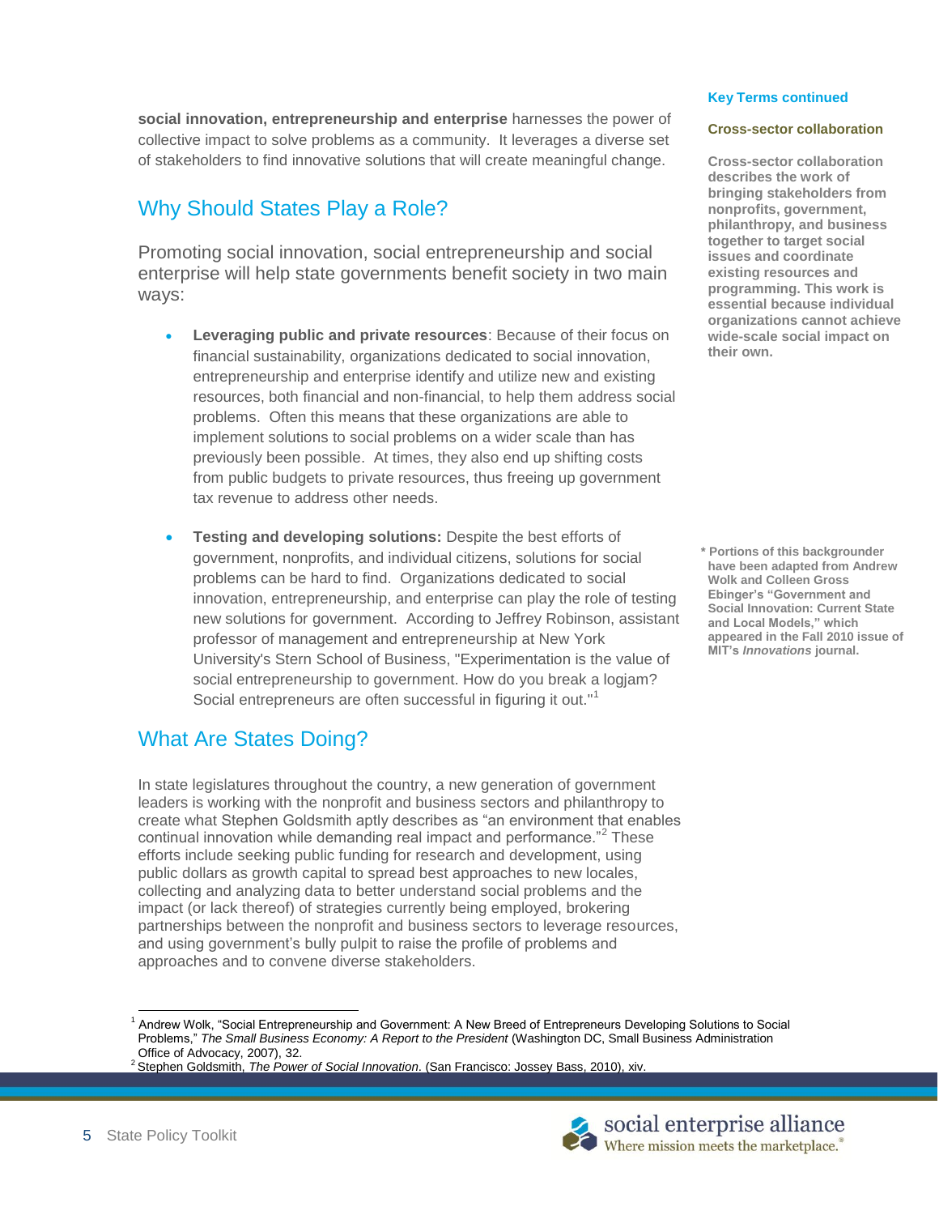**social innovation, entrepreneurship and enterprise** harnesses the power of collective impact to solve problems as a community. It leverages a diverse set of stakeholders to find innovative solutions that will create meaningful change.

## Why Should States Play a Role?

Promoting social innovation, social entrepreneurship and social enterprise will help state governments benefit society in two main ways:

- **Leveraging public and private resources**: Because of their focus on financial sustainability, organizations dedicated to social innovation, entrepreneurship and enterprise identify and utilize new and existing resources, both financial and non-financial, to help them address social problems. Often this means that these organizations are able to implement solutions to social problems on a wider scale than has previously been possible. At times, they also end up shifting costs from public budgets to private resources, thus freeing up government tax revenue to address other needs.

- **Testing and developing solutions:** Despite the best efforts of government, nonprofits, and individual citizens, solutions for social problems can be hard to find. Organizations dedicated to social innovation, entrepreneurship, and enterprise can play the role of testing new solutions for government. According to Jeffrey Robinson, assistant professor of management and entrepreneurship at New York University's Stern School of Business, "Experimentation is the value of social entrepreneurship to government. How do you break a logjam? Social entrepreneurs are often successful in figuring it out."[1]

## What Are States Doing?

In state legislatures throughout the country, a new generation of government leaders is working with the nonprofit and business sectors and philanthropy to create what Stephen Goldsmith aptly describes as "an environment that enables continual innovation while demanding real impact and performance."[2] These efforts include seeking public funding for research and development, using public dollars as growth capital to spread best approaches to new locales, collecting and analyzing data to better understand social problems and the impact (or lack thereof) of strategies currently being employed, brokering partnerships between the nonprofit and business sectors to leverage resources, and using government's bully pulpit to raise the profile of problems and approaches and to convene diverse stakeholders.

**Key Terms continued**

**Cross-sector collaboration**

**Cross-sector collaboration describes the work of bringing stakeholders from nonprofits, government, philanthropy, and business together to target social issues and coordinate existing resources and programming. This work is essential because individual organizations cannot achieve wide-scale social impact on their own.**

**\* Portions of this backgrounder have been adapted from Andrew Wolk and Colleen Gross Ebinger's "Government and Social Innovation: Current State and Local Models," which appeared in the Fall 2010 issue of MIT's *Innovations* journal.**

---

[1] Andrew Wolk, "Social Entrepreneurship and Government: A New Breed of Entrepreneurs Developing Solutions to Social Problems," *The Small Business Economy: A Report to the President* (Washington DC, Small Business Administration Office of Advocacy, 2007), 32.

[2] Stephen Goldsmith, *The Power of Social Innovation*. (San Francisco: Jossey Bass, 2010), xiv.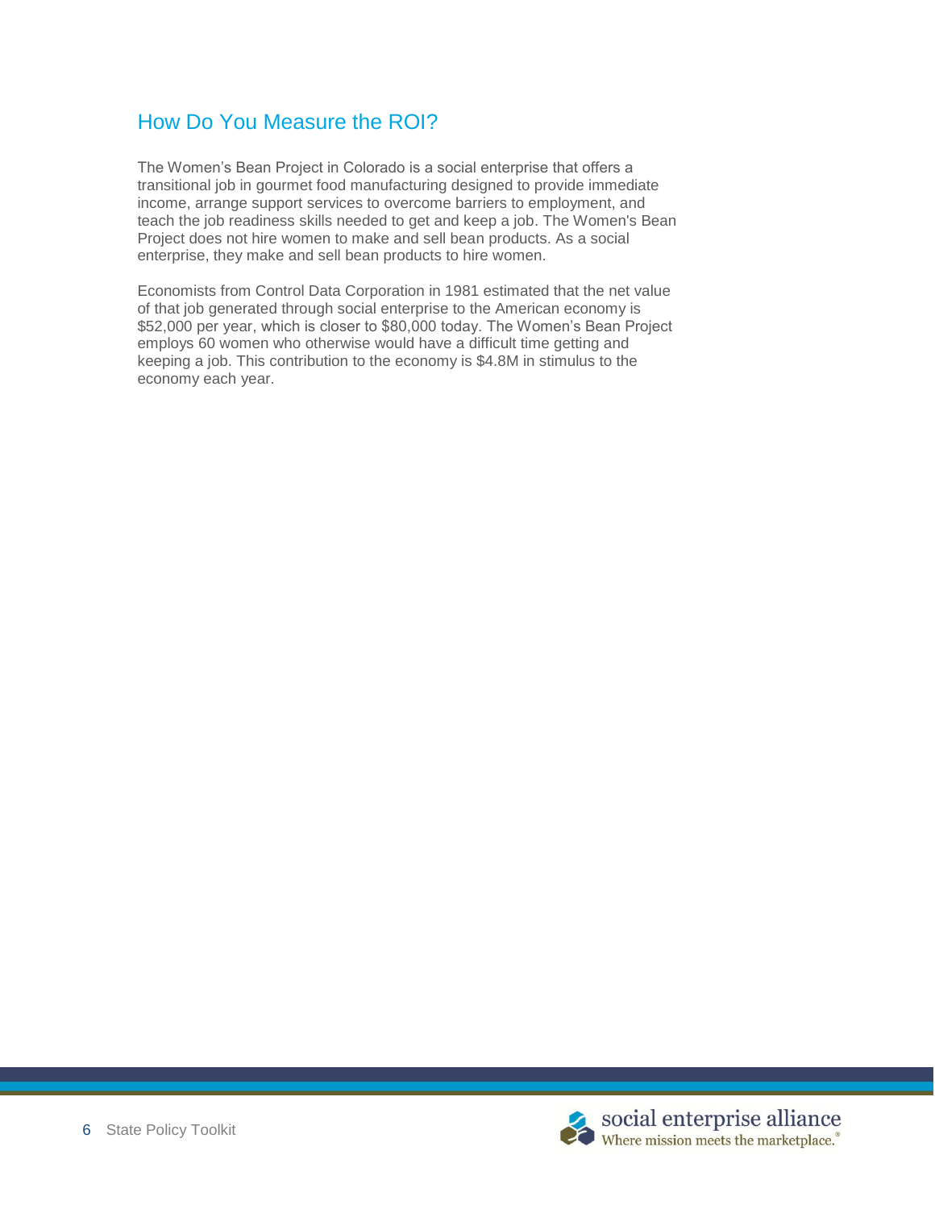## How Do You Measure the ROI?

The Women's Bean Project in Colorado is a social enterprise that offers a transitional job in gourmet food manufacturing designed to provide immediate income, arrange support services to overcome barriers to employment, and teach the job readiness skills needed to get and keep a job. The Women's Bean Project does not hire women to make and sell bean products. As a social enterprise, they make and sell bean products to hire women.

Economists from Control Data Corporation in 1981 estimated that the net value of that job generated through social enterprise to the American economy is $52,000 per year, which is closer to $80,000 today. The Women's Bean Project employs 60 women who otherwise would have a difficult time getting and keeping a job. This contribution to the economy is $4.8M in stimulus to the economy each year.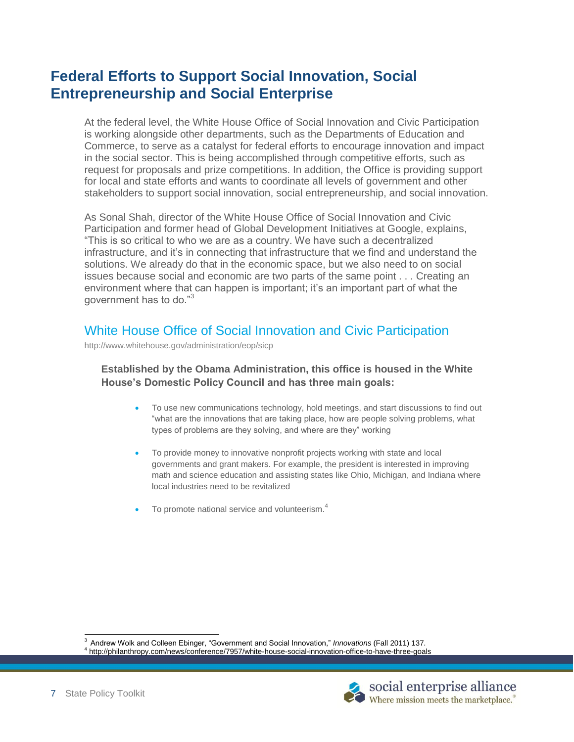# Federal Efforts to Support Social Innovation, Social Entrepreneurship and Social Enterprise

At the federal level, the White House Office of Social Innovation and Civic Participation is working alongside other departments, such as the Departments of Education and Commerce, to serve as a catalyst for federal efforts to encourage innovation and impact in the social sector. This is being accomplished through competitive efforts, such as request for proposals and prize competitions. In addition, the Office is providing support for local and state efforts and wants to coordinate all levels of government and other stakeholders to support social innovation, social entrepreneurship, and social innovation.

As Sonal Shah, director of the White House Office of Social Innovation and Civic Participation and former head of Global Development Initiatives at Google, explains, "This is so critical to who we are as a country. We have such a decentralized infrastructure, and it's in connecting that infrastructure that we find and understand the solutions. We already do that in the economic space, but we also need to on social issues because social and economic are two parts of the same point . . . Creating an environment where that can happen is important; it's an important part of what the government has to do."[3]

## White House Office of Social Innovation and Civic Participation

http://www.whitehouse.gov/administration/eop/sicp

**Established by the Obama Administration, this office is housed in the White House's Domestic Policy Council and has three main goals:**

- To use new communications technology, hold meetings, and start discussions to find out "what are the innovations that are taking place, how are people solving problems, what types of problems are they solving, and where are they" working
- To provide money to innovative nonprofit projects working with state and local governments and grant makers. For example, the president is interested in improving math and science education and assisting states like Ohio, Michigan, and Indiana where local industries need to be revitalized
- To promote national service and volunteerism.[4]

---

[3] Andrew Wolk and Colleen Ebinger, "Government and Social Innovation," *Innovations* (Fall 2011) 137.

[4] http://philanthropy.com/news/conference/7957/white-house-social-innovation-office-to-have-three-goals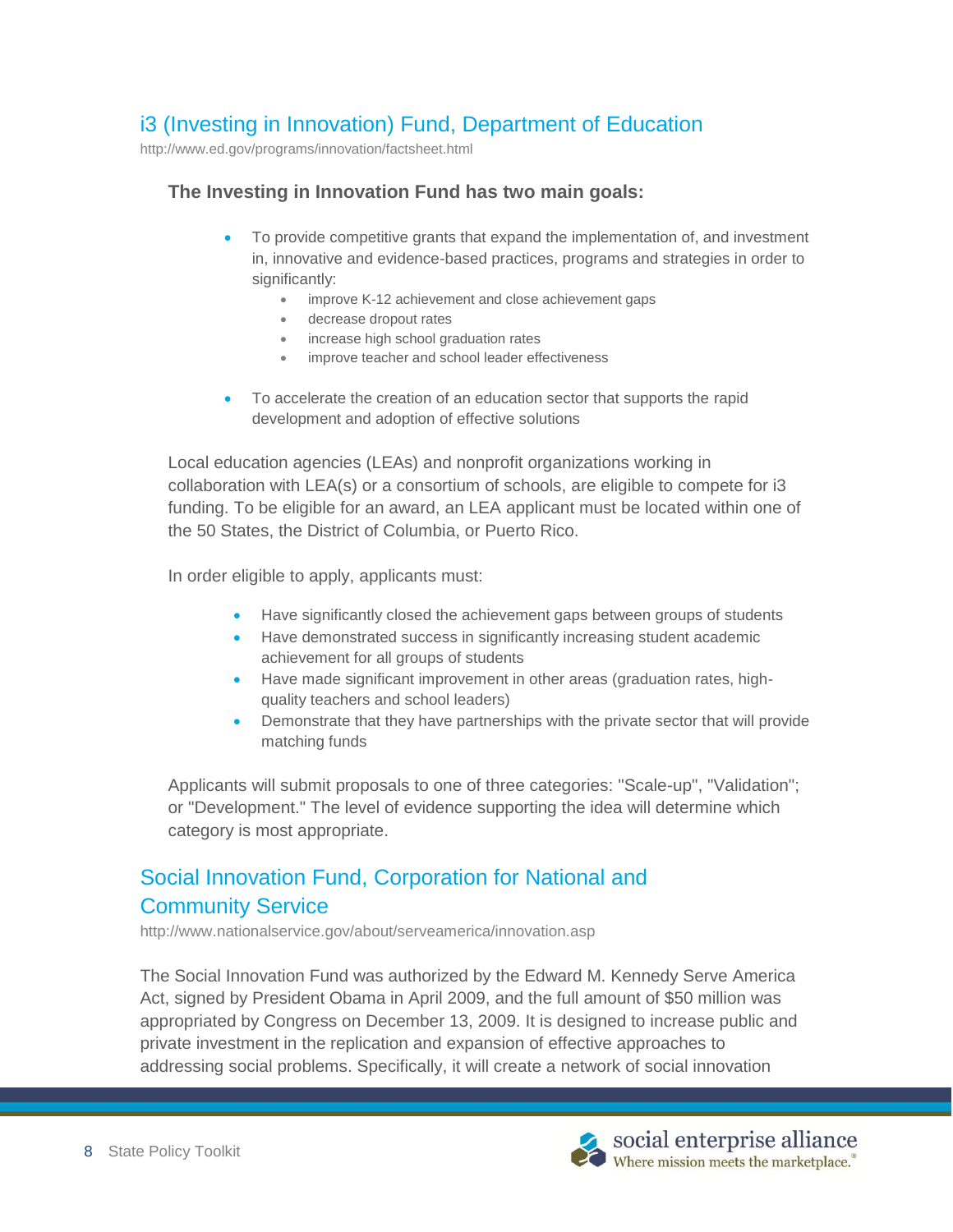## i3 (Investing in Innovation) Fund, Department of Education

http://www.ed.gov/programs/innovation/factsheet.html

**The Investing in Innovation Fund has two main goals:**

- To provide competitive grants that expand the implementation of, and investment in, innovative and evidence-based practices, programs and strategies in order to significantly:
  - improve K-12 achievement and close achievement gaps
  - decrease dropout rates
  - increase high school graduation rates
  - improve teacher and school leader effectiveness
- To accelerate the creation of an education sector that supports the rapid development and adoption of effective solutions

Local education agencies (LEAs) and nonprofit organizations working in collaboration with LEA(s) or a consortium of schools, are eligible to compete for i3 funding. To be eligible for an award, an LEA applicant must be located within one of the 50 States, the District of Columbia, or Puerto Rico.

In order eligible to apply, applicants must:

- Have significantly closed the achievement gaps between groups of students
- Have demonstrated success in significantly increasing student academic achievement for all groups of students
- Have made significant improvement in other areas (graduation rates, high-quality teachers and school leaders)
- Demonstrate that they have partnerships with the private sector that will provide matching funds

Applicants will submit proposals to one of three categories: "Scale-up", "Validation"; or "Development." The level of evidence supporting the idea will determine which category is most appropriate.

## Social Innovation Fund, Corporation for National and Community Service

http://www.nationalservice.gov/about/serveamerica/innovation.asp

The Social Innovation Fund was authorized by the Edward M. Kennedy Serve America Act, signed by President Obama in April 2009, and the full amount of $50 million was appropriated by Congress on December 13, 2009. It is designed to increase public and private investment in the replication and expansion of effective approaches to addressing social problems. Specifically, it will create a network of social innovation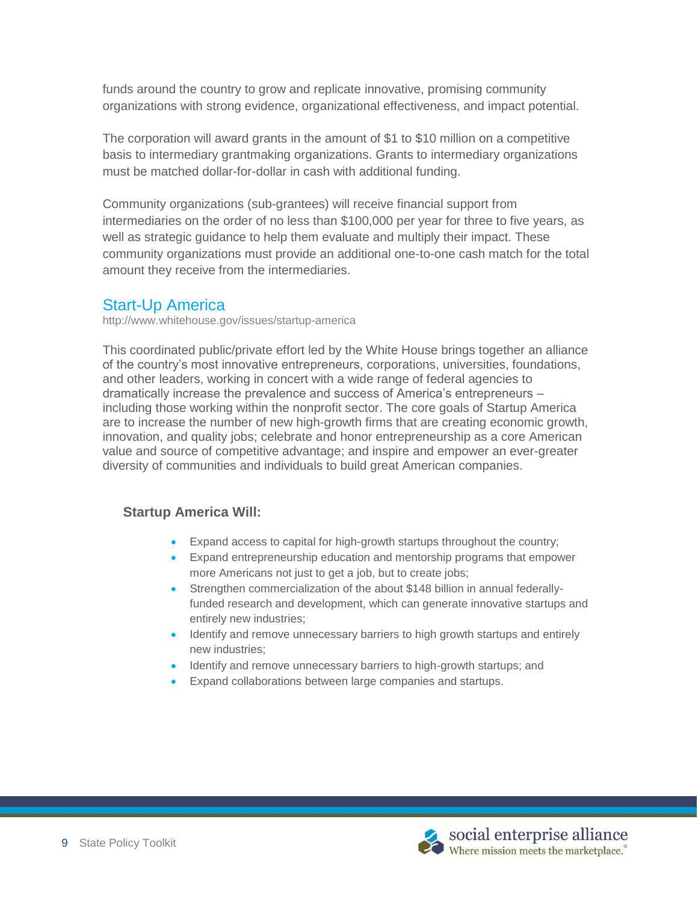funds around the country to grow and replicate innovative, promising community organizations with strong evidence, organizational effectiveness, and impact potential.

The corporation will award grants in the amount of $1 to $10 million on a competitive basis to intermediary grantmaking organizations. Grants to intermediary organizations must be matched dollar-for-dollar in cash with additional funding.

Community organizations (sub-grantees) will receive financial support from intermediaries on the order of no less than $100,000 per year for three to five years, as well as strategic guidance to help them evaluate and multiply their impact. These community organizations must provide an additional one-to-one cash match for the total amount they receive from the intermediaries.

## Start-Up America

http://www.whitehouse.gov/issues/startup-america

This coordinated public/private effort led by the White House brings together an alliance of the country's most innovative entrepreneurs, corporations, universities, foundations, and other leaders, working in concert with a wide range of federal agencies to dramatically increase the prevalence and success of America's entrepreneurs – including those working within the nonprofit sector. The core goals of Startup America are to increase the number of new high-growth firms that are creating economic growth, innovation, and quality jobs; celebrate and honor entrepreneurship as a core American value and source of competitive advantage; and inspire and empower an ever-greater diversity of communities and individuals to build great American companies.

**Startup America Will:**

- Expand access to capital for high-growth startups throughout the country;
- Expand entrepreneurship education and mentorship programs that empower more Americans not just to get a job, but to create jobs;
- Strengthen commercialization of the about $148 billion in annual federally-funded research and development, which can generate innovative startups and entirely new industries;
- Identify and remove unnecessary barriers to high growth startups and entirely new industries;
- Identify and remove unnecessary barriers to high-growth startups; and
- Expand collaborations between large companies and startups.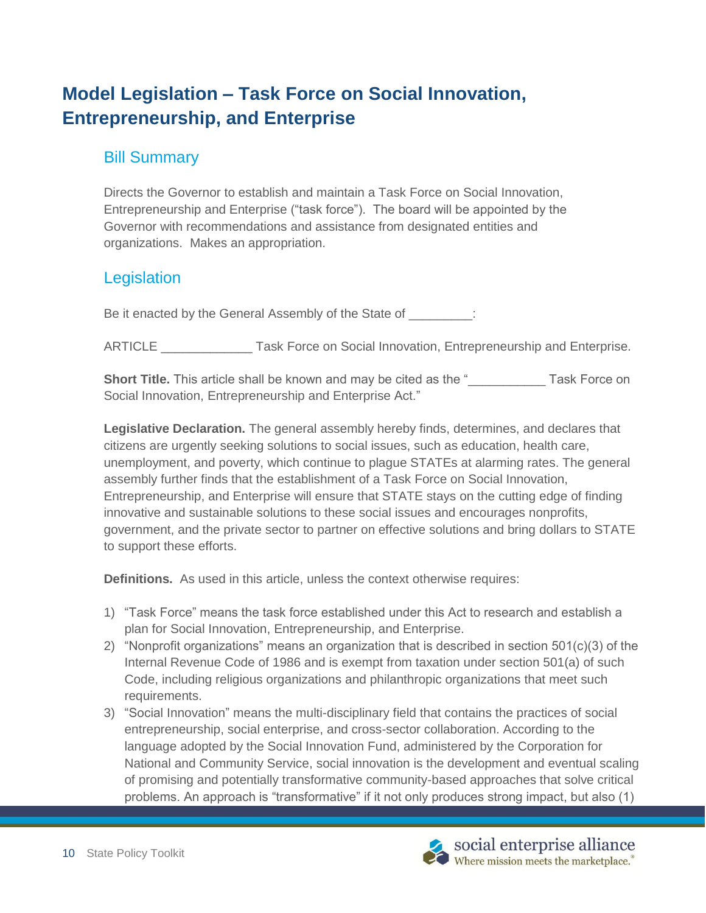# Model Legislation – Task Force on Social Innovation, Entrepreneurship, and Enterprise

## Bill Summary

Directs the Governor to establish and maintain a Task Force on Social Innovation, Entrepreneurship and Enterprise ("task force"). The board will be appointed by the Governor with recommendations and assistance from designated entities and organizations. Makes an appropriation.

## Legislation

Be it enacted by the General Assembly of the State of _________:

ARTICLE _____________ Task Force on Social Innovation, Entrepreneurship and Enterprise.

**Short Title.** This article shall be known and may be cited as the "___________ Task Force on Social Innovation, Entrepreneurship and Enterprise Act."

**Legislative Declaration.** The general assembly hereby finds, determines, and declares that citizens are urgently seeking solutions to social issues, such as education, health care, unemployment, and poverty, which continue to plague STATEs at alarming rates. The general assembly further finds that the establishment of a Task Force on Social Innovation, Entrepreneurship, and Enterprise will ensure that STATE stays on the cutting edge of finding innovative and sustainable solutions to these social issues and encourages nonprofits, government, and the private sector to partner on effective solutions and bring dollars to STATE to support these efforts.

**Definitions.** As used in this article, unless the context otherwise requires:

1) "Task Force" means the task force established under this Act to research and establish a plan for Social Innovation, Entrepreneurship, and Enterprise.
2) "Nonprofit organizations" means an organization that is described in section 501(c)(3) of the Internal Revenue Code of 1986 and is exempt from taxation under section 501(a) of such Code, including religious organizations and philanthropic organizations that meet such requirements.
3) "Social Innovation" means the multi-disciplinary field that contains the practices of social entrepreneurship, social enterprise, and cross-sector collaboration. According to the language adopted by the Social Innovation Fund, administered by the Corporation for National and Community Service, social innovation is the development and eventual scaling of promising and potentially transformative community-based approaches that solve critical problems. An approach is "transformative" if it not only produces strong impact, but also (1)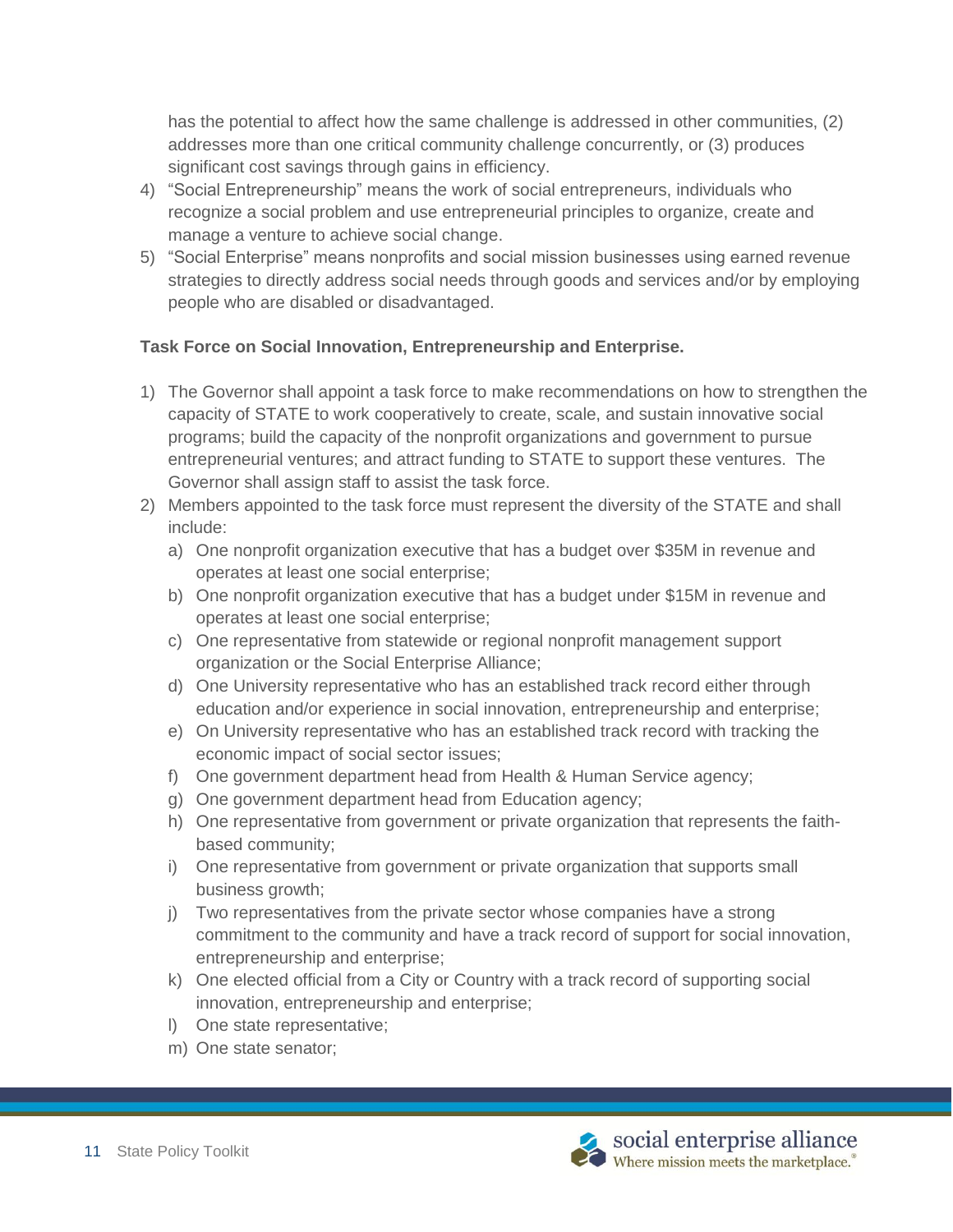has the potential to affect how the same challenge is addressed in other communities, (2) addresses more than one critical community challenge concurrently, or (3) produces significant cost savings through gains in efficiency.

4) "Social Entrepreneurship" means the work of social entrepreneurs, individuals who recognize a social problem and use entrepreneurial principles to organize, create and manage a venture to achieve social change.
5) "Social Enterprise" means nonprofits and social mission businesses using earned revenue strategies to directly address social needs through goods and services and/or by employing people who are disabled or disadvantaged.

**Task Force on Social Innovation, Entrepreneurship and Enterprise.**

1) The Governor shall appoint a task force to make recommendations on how to strengthen the capacity of STATE to work cooperatively to create, scale, and sustain innovative social programs; build the capacity of the nonprofit organizations and government to pursue entrepreneurial ventures; and attract funding to STATE to support these ventures. The Governor shall assign staff to assist the task force.
2) Members appointed to the task force must represent the diversity of the STATE and shall include:
   a) One nonprofit organization executive that has a budget over $35M in revenue and operates at least one social enterprise;
   b) One nonprofit organization executive that has a budget under $15M in revenue and operates at least one social enterprise;
   c) One representative from statewide or regional nonprofit management support organization or the Social Enterprise Alliance;
   d) One University representative who has an established track record either through education and/or experience in social, entrepreneurship and enterprise;
   e) On University representative who has an established track record with tracking the economic impact of social sector issues;
   f) One government department head from Health & Human Service agency;
   g) One government department head from Education agency;
   h) One representative from government or private organization that represents the faith-based community;
   i) One representative from government or private organization that supports small business growth;
   j) Two representatives from the private sector whose companies have a strong commitment to the community and have a track record of support for social innovation, entrepreneurship and enterprise;
   k) One elected official from a City or Country with a track record of supporting social innovation, entrepreneurship and enterprise;
   l) One state representative;
   m) One state senator;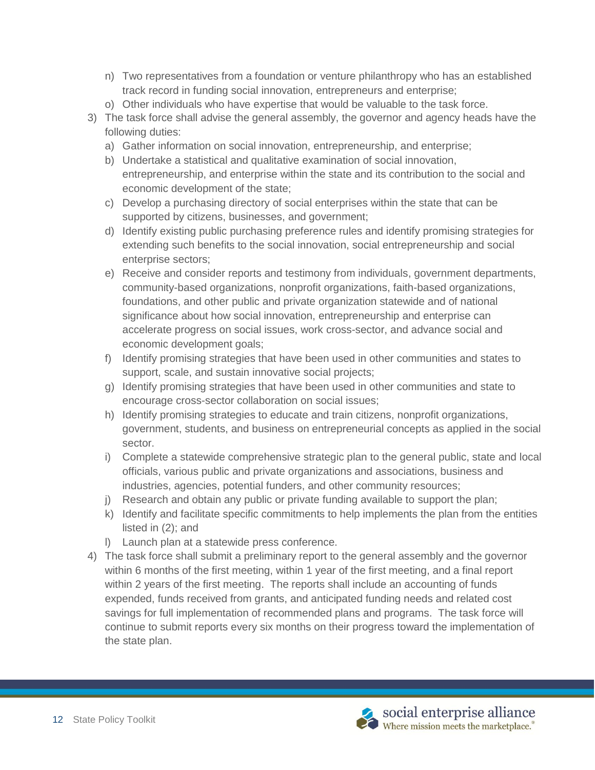n) Two representatives from a foundation or venture philanthropy who has an established track record in funding social innovation, entrepreneurs and enterprise;
   o) Other individuals who have expertise that would be valuable to the task force.

3) The task force shall advise the general assembly, the governor and agency heads have the following duties:
   a) Gather information on social innovation, entrepreneurship, and enterprise;
   b) Undertake a statistical and qualitative examination of social innovation, entrepreneurship, and enterprise within the state and its contribution to the social and economic development of the state;
   c) Develop a purchasing directory of social enterprises within the state that can be supported by citizens, businesses, and government;
   d) Identify existing public purchasing preference rules and identify promising strategies for extending such benefits to the social innovation, social entrepreneurship and social enterprise sectors;
   e) Receive and consider reports and testimony from individuals, government departments, community-based organizations, nonprofit organizations, faith-based organizations, foundations, and other public and private organization statewide and of national significance about how social innovation, entrepreneurship and enterprise can accelerate progress on social issues, work cross-sector, and advance social and economic development goals;
   f) Identify promising strategies that have been used in other communities and states to support, scale, and sustain innovative social projects;
   g) Identify promising strategies that have been used in other communities and state to encourage cross-sector collaboration on social issues;
   h) Identify promising strategies to educate and train citizens, nonprofit organizations, government, students, and business on entrepreneurial concepts as applied in the social sector.
   i) Complete a statewide comprehensive strategic plan to the general public, state and local officials, various public and private organizations and associations, business and industries, agencies, potential funders, and other community resources;
   j) Research and obtain any public or private funding available to support the plan;
   k) Identify and facilitate specific commitments to help implements the plan from the entities listed in (2); and
   l) Launch plan at a statewide press conference.

4) The task force shall submit a preliminary report to the general assembly and the governor within 6 months of the first meeting, within 1 year of the first meeting, and a final report within 2 years of the first meeting. The reports shall include an accounting of funds expended, funds received from grants, and anticipated funding needs and related cost savings for full implementation of recommended plans and programs. The task force will continue to submit reports every six months on their progress toward the implementation of the state plan.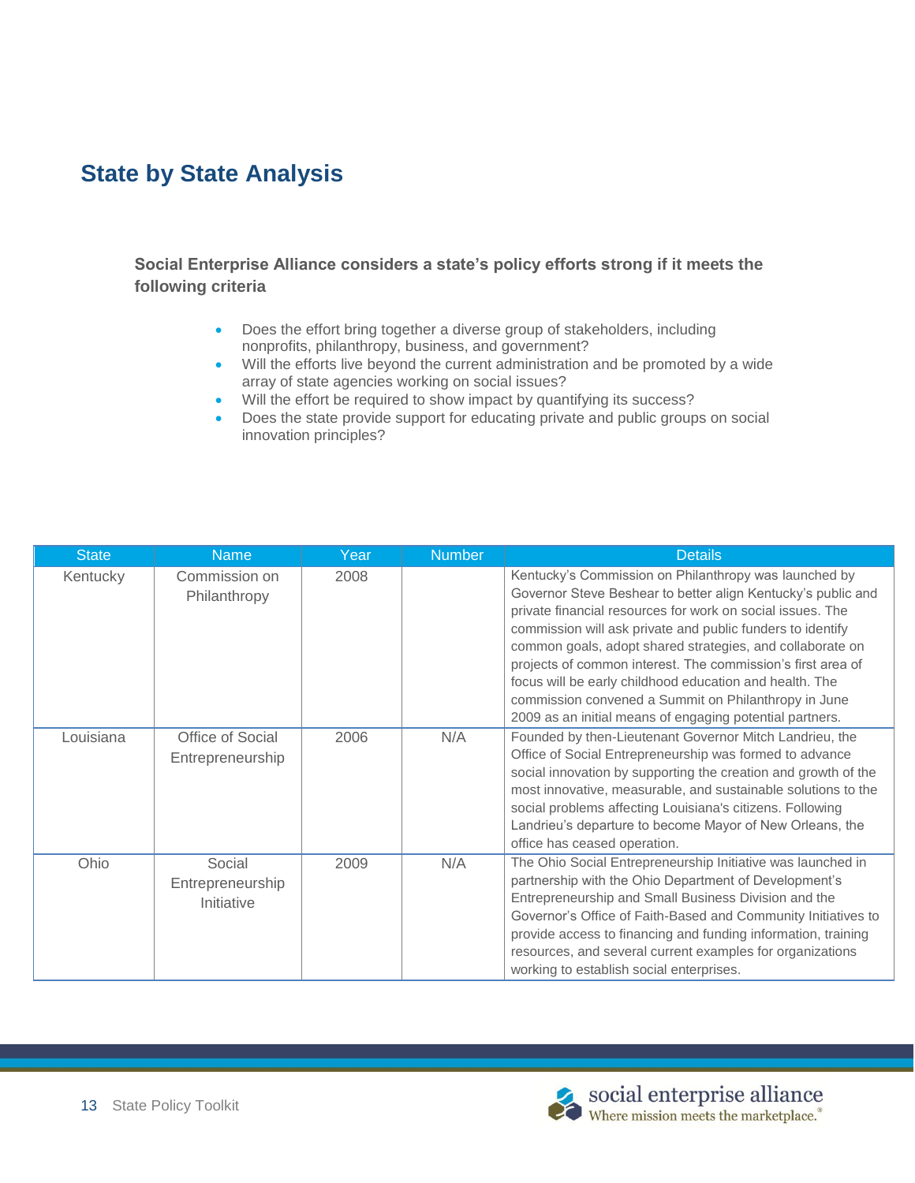## State by State Analysis

**Social Enterprise Alliance considers a state's policy efforts strong if it meets the following criteria**

- Does the effort bring together a diverse group of stakeholders, including nonprofits, philanthropy, business, and government?
- Will the efforts live beyond the current administration and be promoted by a wide array of state agencies working on social issues?
- Will the effort be required to show impact by quantifying its success?
- Does the state provide support for educating private and public groups on social innovation principles?

| State | Name | Year | Number | Details |
|---|---|---|---|---|
| Kentucky | Commission on Philanthropy | 2008 | | Kentucky's Commission on Philanthropy was launched by Governor Steve Beshear to better align Kentucky's public and private financial resources for work on social issues. The commission will ask private and public funders to identify common goals, adopt shared strategies, and collaborate on projects of common interest. The commission's first area of focus will be early childhood education and health. The commission convened a Summit on Philanthropy in June 2009 as an initial means of engaging potential partners. |
| Louisiana | Office of Social Entrepreneurship | 2006 | N/A | Founded by then-Lieutenant Governor Mitch Landrieu, the Office of Social Entrepreneurship was formed to advance social innovation by supporting the creation and growth of the most innovative, measurable, and sustainable solutions to the social problems affecting Louisiana's citizens. Following Landrieu's departure to become Mayor of New Orleans, the office has ceased operation. |
| Ohio | Social Entrepreneurship Initiative | 2009 | N/A | The Ohio Social Entrepreneurship Initiative was launched in partnership with the Ohio Department of Development's Entrepreneurship and Small Business Division and the Governor's Office of Faith-Based and Community Initiatives to provide access to financing and funding information, training resources, and several current examples for organizations working to establish social enterprises. |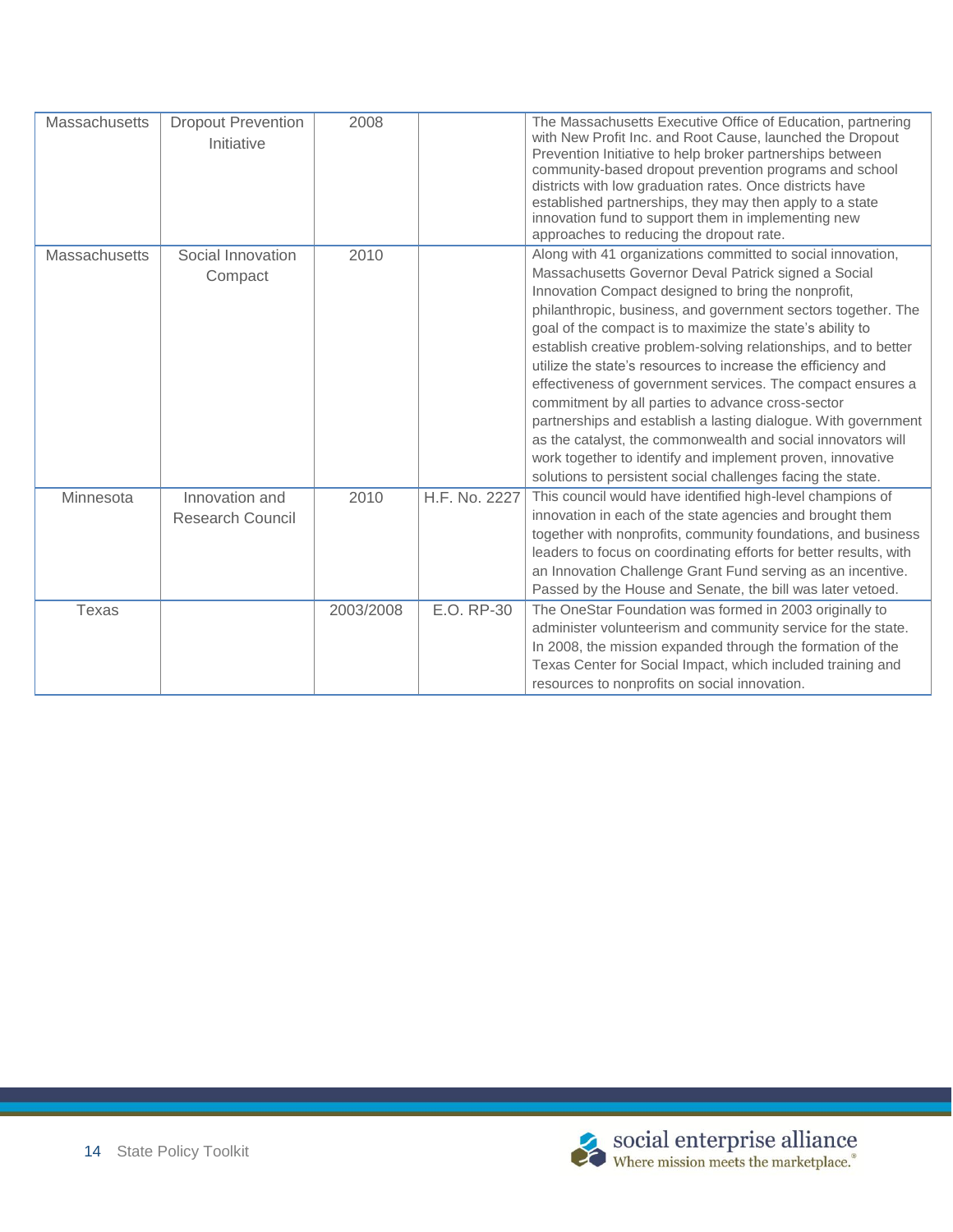| | | | | |
|---|---|---|---|---|
| Massachusetts | Dropout Prevention Initiative | 2008 | | The Massachusetts Executive Office of Education, partnering with New Profit Inc. and Root Cause, launched the Dropout Prevention Initiative to help broker partnerships between community-based dropout prevention programs and school districts with low graduation rates. Once districts have established partnerships, they may then apply to a state innovation fund to support them in implementing new approaches to reducing the dropout rate. |
| Massachusetts | Social Innovation Compact | 2010 | | Along with 41 organizations committed to social innovation, Massachusetts Governor Deval Patrick signed a Social Innovation Compact designed to bring the nonprofit, philanthropic, business, and government sectors together. The goal of the compact is to maximize the state's ability to establish creative problem-solving relationships, and to better utilize the state's resources to increase the efficiency and effectiveness of government services. The compact ensures a commitment by all parties to advance cross-sector partnerships and establish a lasting dialogue. With government as the catalyst, the commonwealth and social innovators will work together to identify and implement proven, innovative solutions to persistent social challenges facing the state. |
| Minnesota | Innovation and Research Council | 2010 | H.F. No. 2227 | This council would have identified high-level champions of innovation in each of the state agencies and brought them together with nonprofits, community foundations, and business leaders to focus on coordinating efforts for better results, with an Innovation Challenge Grant Fund serving as an incentive. Passed by the House and Senate, the bill was later vetoed. |
| Texas | | 2003/2008 | E.O. RP-30 | The OneStar Foundation was formed in 2003 originally to administer volunteerism and community service for the state. In 2008, the mission expanded through the formation of the Texas Center for Social Impact, which included training and resources to nonprofits on social innovation. |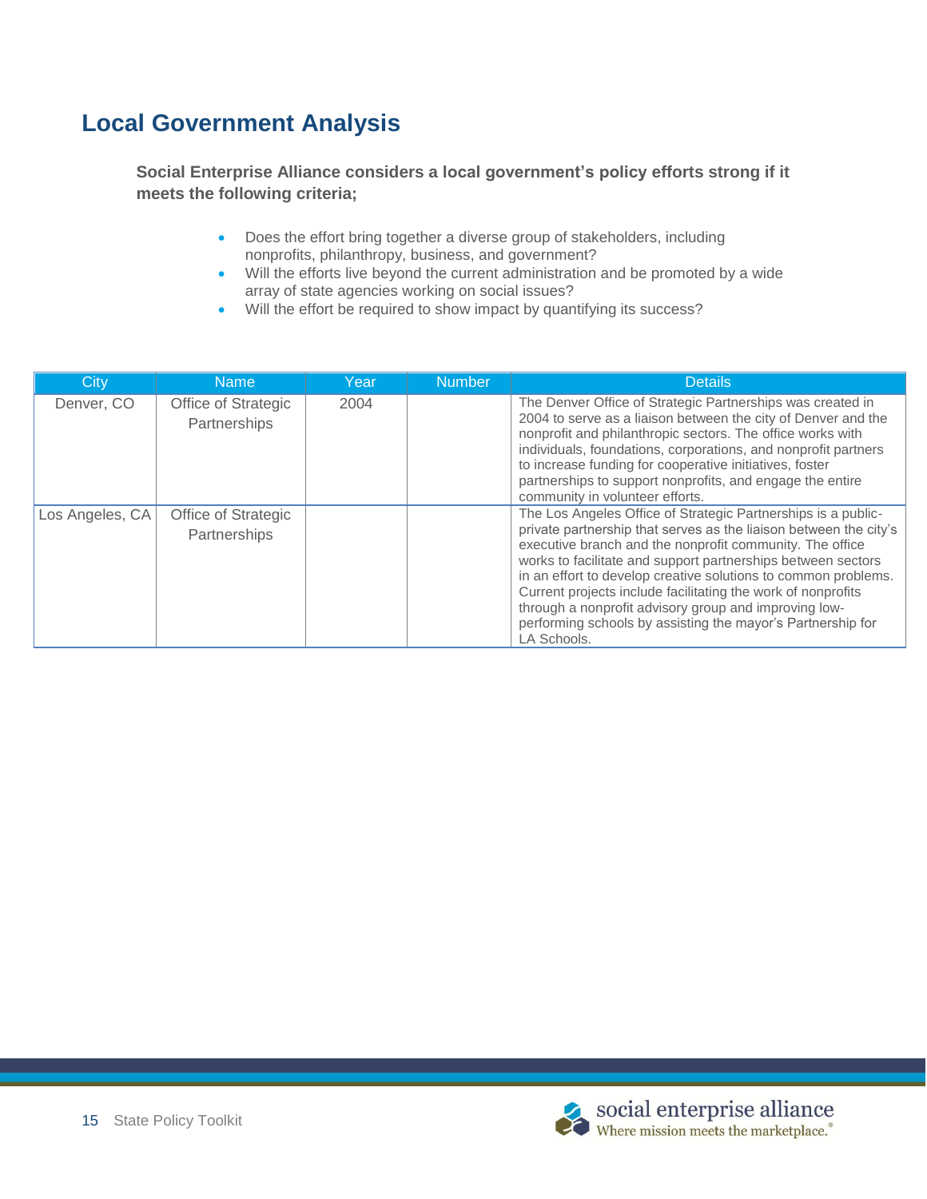## Local Government Analysis

**Social Enterprise Alliance considers a local government's policy efforts strong if it meets the following criteria;**

- Does the effort bring together a diverse group of stakeholders, including nonprofits, philanthropy, business, and government?
- Will the efforts live beyond the current administration and be promoted by a wide array of state agencies working on social issues?
- Will the effort be required to show impact by quantifying its success?

| City | Name | Year | Number | Details |
|---|---|---|---|---|
| Denver, CO | Office of Strategic Partnerships | 2004 | | The Denver Office of Strategic Partnerships was created in 2004 to serve as a liaison between the city of Denver and the nonprofit and philanthropic sectors. The office works with individuals, foundations, corporations, and nonprofit partners to increase funding for cooperative initiatives, foster partnerships to support nonprofits, and engage the entire community in volunteer efforts. |
| Los Angeles, CA | Office of Strategic Partnerships | | | The Los Angeles Office of Strategic Partnerships is a public-private partnership that serves as the liaison between the city's executive branch and the nonprofit community. The office works to facilitate and support partnerships between sectors in an effort to develop creative solutions to common problems. Current projects include facilitating the work of nonprofits through a nonprofit advisory group and improving low-performing schools by assisting the mayor's Partnership for LA Schools. |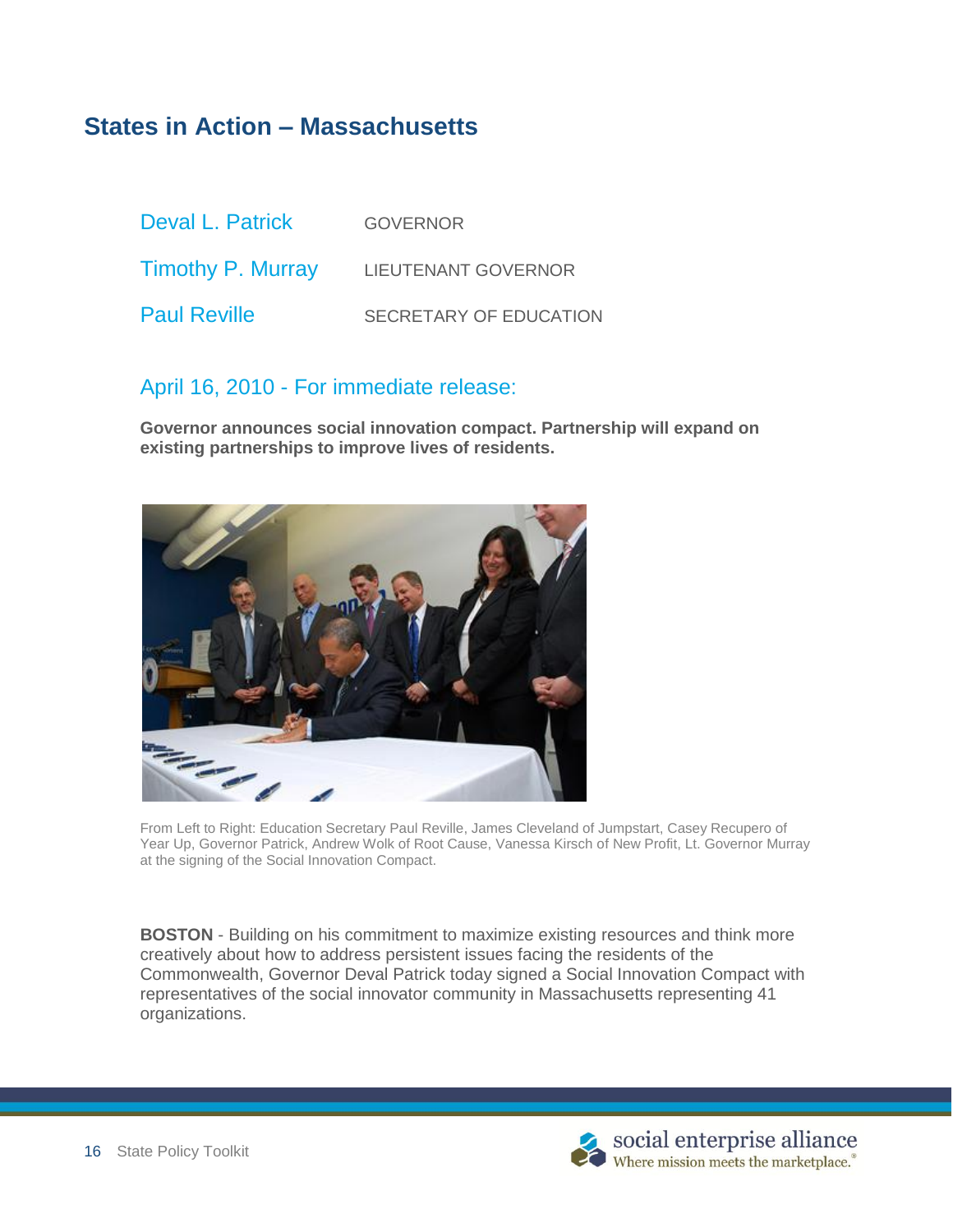## States in Action – Massachusetts

| | |
|---|---|
| Deval L. Patrick | GOVERNOR |
| Timothy P. Murray | LIEUTENANT GOVERNOR |
| Paul Reville | SECRETARY OF EDUCATION |

### April 16, 2010 - For immediate release:

**Governor announces social innovation compact. Partnership will expand on existing partnerships to improve lives of residents.**

From Left to Right: Education Secretary Paul Reville, James Cleveland of Jumpstart, Casey Recupero of Year Up, Governor Patrick, Andrew Wolk of Root Cause, Vanessa Kirsch of New Profit, Lt. Governor Murray at the signing of the Social Innovation Compact.

**BOSTON** - Building on his commitment to maximize existing resources and think more creatively about how to address persistent issues facing the residents of the Commonwealth, Governor Deval Patrick today signed a Social Innovation Compact with representatives of the social innovator community in Massachusetts representing 41 organizations.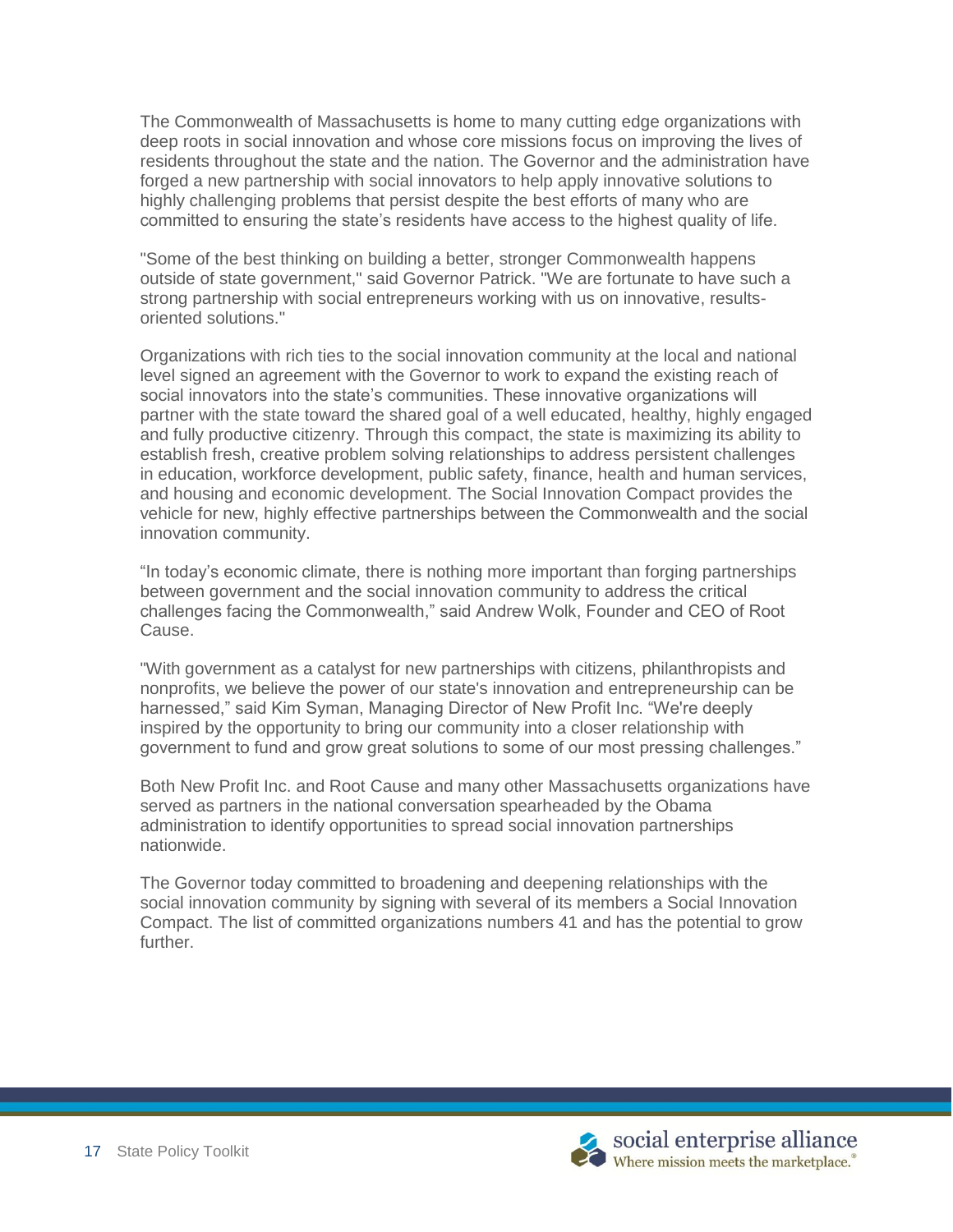The Commonwealth of Massachusetts is home to many cutting edge organizations with deep roots in social innovation and whose core missions focus on improving the lives of residents throughout the state and the nation. The Governor and the administration have forged a new partnership with social innovators to help apply innovative solutions to highly challenging problems that persist despite the best efforts of many who are committed to ensuring the state's residents have access to the highest quality of life.

"Some of the best thinking on building a better, stronger Commonwealth happens outside of state government," said Governor Patrick. "We are fortunate to have such a strong partnership with social entrepreneurs working with us on innovative, results-oriented solutions."

Organizations with rich ties to the social innovation community at the local and national level signed an agreement with the Governor to work to expand the existing reach of social innovators into the state's communities. These innovative organizations will partner with the state toward the shared goal of a well educated, healthy, highly engaged and fully productive citizenry. Through this compact, the state is maximizing its ability to establish fresh, creative problem solving relationships to address persistent challenges in education, workforce development, public safety, finance, health and human services, and housing and economic development. The Social Innovation Compact provides the vehicle for new, highly effective partnerships between the Commonwealth and the social innovation community.

"In today's economic climate, there is nothing more important than forging partnerships between government and the social innovation community to address the critical challenges facing the Commonwealth," said Andrew Wolk, Founder and CEO of Root Cause.

"With government as a catalyst for new partnerships with citizens, philanthropists and nonprofits, we believe the power of our state's innovation and entrepreneurship can be harnessed," said Kim Syman, Managing Director of New Profit Inc. "We're deeply inspired by the opportunity to bring our community into a closer relationship with government to fund and grow great solutions to some of our most pressing challenges."

Both New Profit Inc. and Root Cause and many other Massachusetts organizations have served as partners in the national conversation spearheaded by the Obama administration to identify opportunities to spread social innovation partnerships nationwide.

The Governor today committed to broadening and deepening relationships with the social innovation community by signing with several of its members a Social Innovation Compact. The list of committed organizations numbers 41 and has the potential to grow further.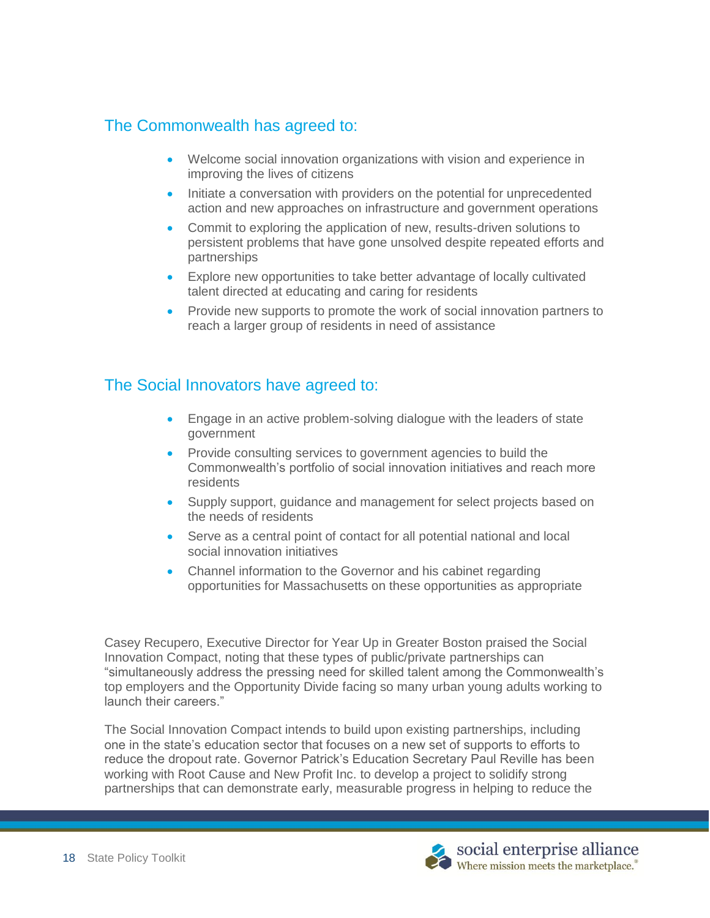## The Commonwealth has agreed to:

- Welcome social innovation organizations with vision and experience in improving the lives of citizens
- Initiate a conversation with providers on the potential for unprecedented action and new approaches on infrastructure and government operations
- Commit to exploring the application of new, results-driven solutions to persistent problems that have gone unsolved despite repeated efforts and partnerships
- Explore new opportunities to take better advantage of locally cultivated talent directed at educating and caring for residents
- Provide new supports to promote the work of social innovation partners to reach a larger group of residents in need of assistance

## The Social Innovators have agreed to:

- Engage in an active problem-solving dialogue with the leaders of state government
- Provide consulting services to government agencies to build the Commonwealth's portfolio of social innovation initiatives and reach more residents
- Supply support, guidance and management for select projects based on the needs of residents
- Serve as a central point of contact for all potential national and local social innovation initiatives
- Channel information to the Governor and his cabinet regarding opportunities for Massachusetts on these opportunities as appropriate

Casey Recupero, Executive Director for Year Up in Greater Boston praised the Social Innovation Compact, noting that these types of public/private partnerships can "simultaneously address the pressing need for skilled talent among the Commonwealth's top employers and the Opportunity Divide facing so many urban young adults working to launch their careers."

The Social Innovation Compact intends to build upon existing partnerships, including one in the state's education sector that focuses on a new set of supports to efforts to reduce the dropout rate. Governor Patrick's Education Secretary Paul Reville has been working with Root Cause and New Profit Inc. to develop a project to solidify strong partnerships that can demonstrate early, measurable progress in helping to reduce the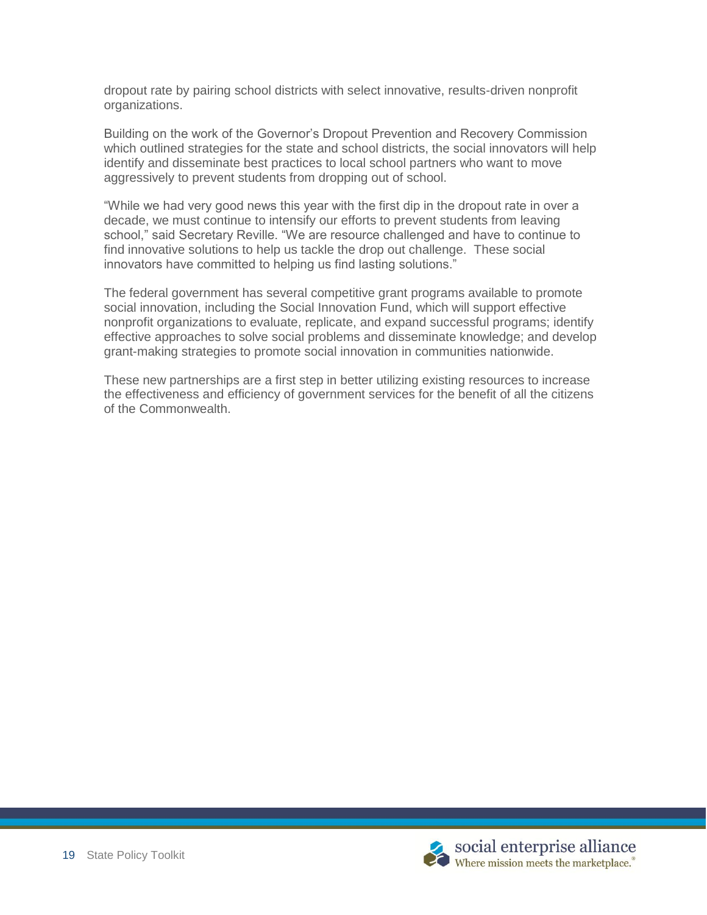dropout rate by pairing school districts with select innovative, results-driven nonprofit organizations.

Building on the work of the Governor's Dropout Prevention and Recovery Commission which outlined strategies for the state and school districts, the social innovators will help identify and disseminate best practices to local school partners who want to move aggressively to prevent students from dropping out of school.

"While we had very good news this year with the first dip in the dropout rate in over a decade, we must continue to intensify our efforts to prevent students from leaving school," said Secretary Reville. "We are resource challenged and have to continue to find innovative solutions to help us tackle the drop out challenge. These social innovators have committed to helping us find lasting solutions."

The federal government has several competitive grant programs available to promote social innovation, including the Social Innovation Fund, which will support effective nonprofit organizations to evaluate, replicate, and expand successful programs; identify effective approaches to solve social problems and disseminate knowledge; and develop grant-making strategies to promote social innovation in communities nationwide.

These new partnerships are a first step in better utilizing existing resources to increase the effectiveness and efficiency of government services for the benefit of all the citizens of the Commonwealth.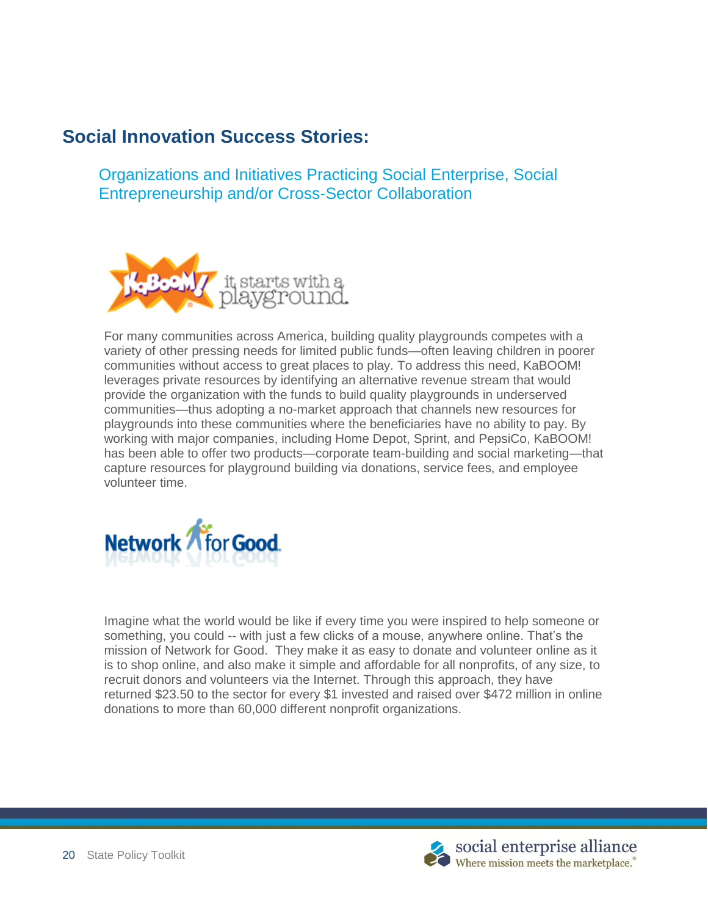## Social Innovation Success Stories:

### Organizations and Initiatives Practicing Social Enterprise, Social Entrepreneurship and/or Cross-Sector Collaboration

For many communities across America, building quality playgrounds competes with a variety of other pressing needs for limited public funds—often leaving children in poorer communities without access to great places to play. To address this need, KaBOOM! leverages private resources by identifying an alternative revenue stream that would provide the organization with the funds to build quality playgrounds in underserved communities—thus adopting a no-market approach that channels new resources for playgrounds into these communities where the beneficiaries have no ability to pay. By working with major companies, including Home Depot, Sprint, and PepsiCo, KaBOOM! has been able to offer two products—corporate team-building and social marketing—that capture resources for playground building via donations, service fees, and employee volunteer time.

Imagine what the world would be like if every time you were inspired to help someone or something, you could -- with just a few clicks of a mouse, anywhere online. That's the mission of Network for Good. They make it as easy to donate and volunteer online as it is to shop online, and also make it simple and affordable for all nonprofits, of any size, to recruit donors and volunteers via the Internet. Through this approach, they have returned $23.50 to the sector for every $1 invested and raised over $472 million in online donations to more than 60,000 different nonprofit organizations.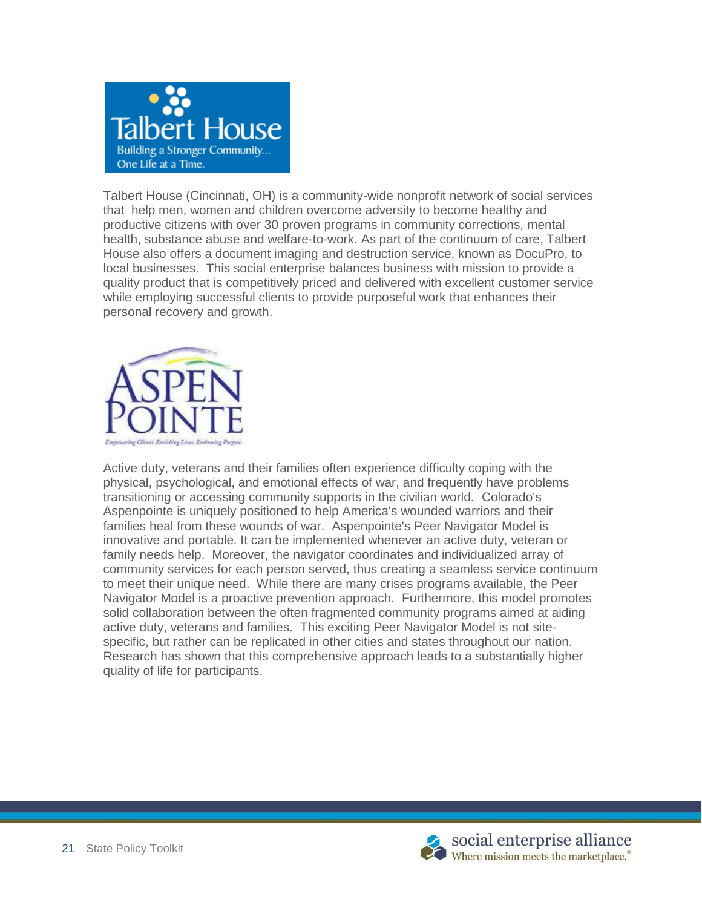Talbert House (Cincinnati, OH) is a community-wide nonprofit network of social services that help men, women and children overcome adversity to become healthy and productive citizens with over 30 proven programs in community corrections, mental health, substance abuse and welfare-to-work. As part of the continuum of care, Talbert House also offers a document imaging and destruction service, known as DocuPro, to local businesses. This social enterprise balances business with mission to provide a quality product that is competitively priced and delivered with excellent customer service while employing successful clients to provide purposeful work that enhances their personal recovery and growth.

Active duty, veterans and their families often experience difficulty coping with the physical, psychological, and emotional effects of war, and frequently have problems transitioning or accessing community supports in the civilian world. Colorado's Aspenpointe is uniquely positioned to help America's wounded warriors and their families heal from these wounds of war. Aspenpointe's Peer Navigator Model is innovative and portable. It can be implemented whenever an active duty, veteran or family needs help. Moreover, the navigator coordinates and individualized array of community services for each person served, thus creating a seamless service continuum to meet their unique need. While there are many crises programs available, the Peer Navigator Model is a proactive prevention approach. Furthermore, this model promotes solid collaboration between the often fragmented community programs aimed at aiding active duty, veterans and families. This exciting Peer Navigator Model is not site-specific, but rather can be replicated in other cities and states throughout our nation. Research has shown that this comprehensive approach leads to a substantially higher quality of life for participants.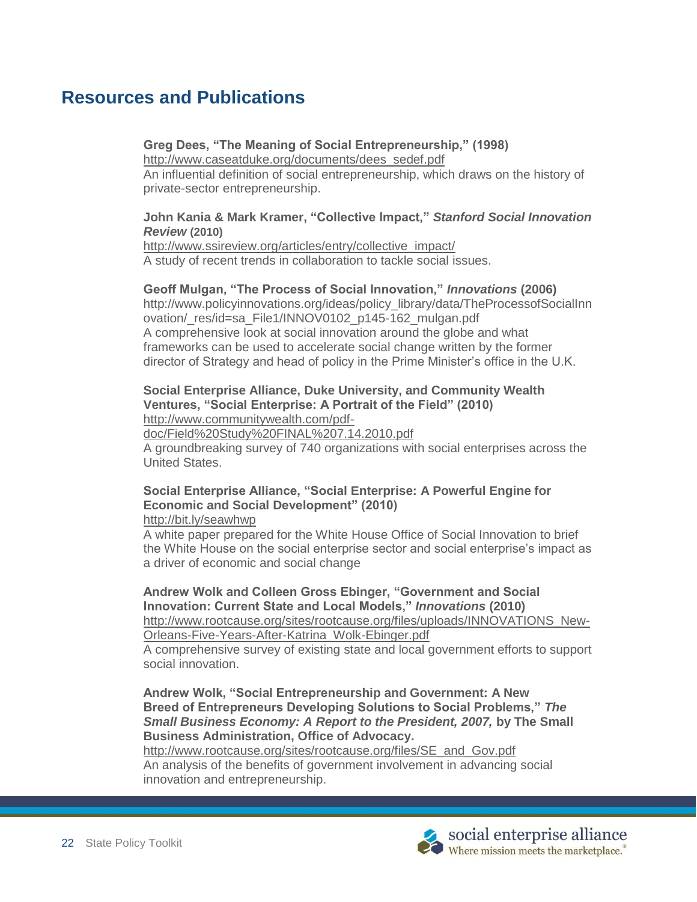## Resources and Publications

**Greg Dees, "The Meaning of Social Entrepreneurship," (1998)**
http://www.caseatduke.org/documents/dees_sedef.pdf
An influential definition of social entrepreneurship, which draws on the history of private-sector entrepreneurship.

**John Kania & Mark Kramer, "Collective Impact,"** ***Stanford Social Innovation Review*** **(2010)**
http://www.ssireview.org/articles/entry/collective_impact/
A study of recent trends in collaboration to tackle social issues.

**Geoff Mulgan, "The Process of Social Innovation,"** ***Innovations*** **(2006)**
http://www.policyinnovations.org/ideas/policy_library/data/TheProcessofSocialInnovation/_res/id=sa_File1/INNOV0102_p145-162_mulgan.pdf
A comprehensive look at social innovation around the globe and what frameworks can be used to accelerate social change written by the former director of Strategy and head of policy in the Prime Minister's office in the U.K.

**Social Enterprise Alliance, Duke University, and Community Wealth Ventures, "Social Enterprise: A Portrait of the Field" (2010)**
http://www.communitywealth.com/pdf-doc/Field%20Study%20FINAL%207.14.2010.pdf
A groundbreaking survey of 740 organizations with social enterprises across the United States.

**Social Enterprise Alliance, "Social Enterprise: A Powerful Engine for Economic and Social Development" (2010)**
http://bit.ly/seawhwp
A white paper prepared for the White House Office of Social Innovation to brief the White House on the social enterprise sector and social enterprise's impact as a driver of economic and social change

**Andrew Wolk and Colleen Gross Ebinger, "Government and Social Innovation: Current State and Local Models,"** ***Innovations*** **(2010)**
http://www.rootcause.org/sites/rootcause.org/files/uploads/INNOVATIONS_New-Orleans-Five-Years-After-Katrina_Wolk-Ebinger.pdf
A comprehensive survey of existing state and local government efforts to support social innovation.

**Andrew Wolk, "Social Entrepreneurship and Government: A New Breed of Entrepreneurs Developing Solutions to Social Problems,"** ***The Small Business Economy: A Report to the President, 2007,*** **by The Small Business Administration, Office of Advocacy.**
http://www.rootcause.org/sites/rootcause.org/files/SE_and_Gov.pdf
An analysis of the benefits of government involvement in advancing social innovation and entrepreneurship.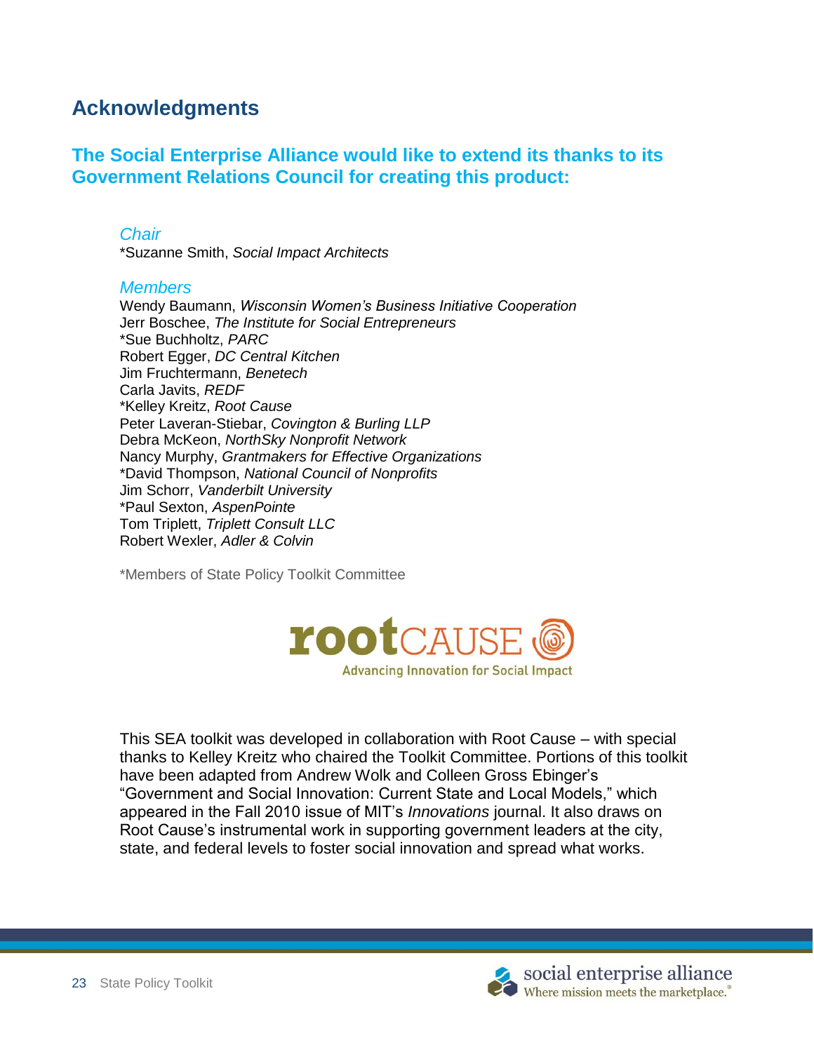## Acknowledgments

### The Social Enterprise Alliance would like to extend its thanks to its Government Relations Council for creating this product:

*Chair*

*Suzanne Smith, *Social Impact Architects*

*Members*

Wendy Baumann, *Wisconsin Women's Business Initiative Cooperation*
Jerr Boschee, *The Institute for Social Entrepreneurs*
*Sue Buchholtz, *PARC*
Robert Egger, *DC Central Kitchen*
Jim Fruchtermann, *Benetech*
Carla Javits, *REDF*
*Kelley Kreitz, *Root Cause*
Peter Laveran-Stiebar, *Covington & Burling LLP*
Debra McKeon, *NorthSky Nonprofit Network*
Nancy Murphy, *Grantmakers for Effective Organizations*
*David Thompson, *National Council of Nonprofits*
Jim Schorr, *Vanderbilt University*
*Paul Sexton, *AspenPointe*
Tom Triplett, *Triplett Consult LLC*
Robert Wexler, *Adler & Colvin*

*Members of State Policy Toolkit Committee

rootCAUSE
Advancing Innovation for Social Impact

This SEA toolkit was developed in collaboration with Root Cause – with special thanks to Kelley Kreitz who chaired the Toolkit Committee. Portions of this toolkit have been adapted from Andrew Wolk and Colleen Gross Ebinger's "Government and Social Innovation: Current State and Local Models," which appeared in the Fall 2010 issue of MIT's *Innovations* journal. It also draws on Root Cause's instrumental work in supporting government leaders at the city, state, and federal levels to foster social innovation and spread what works.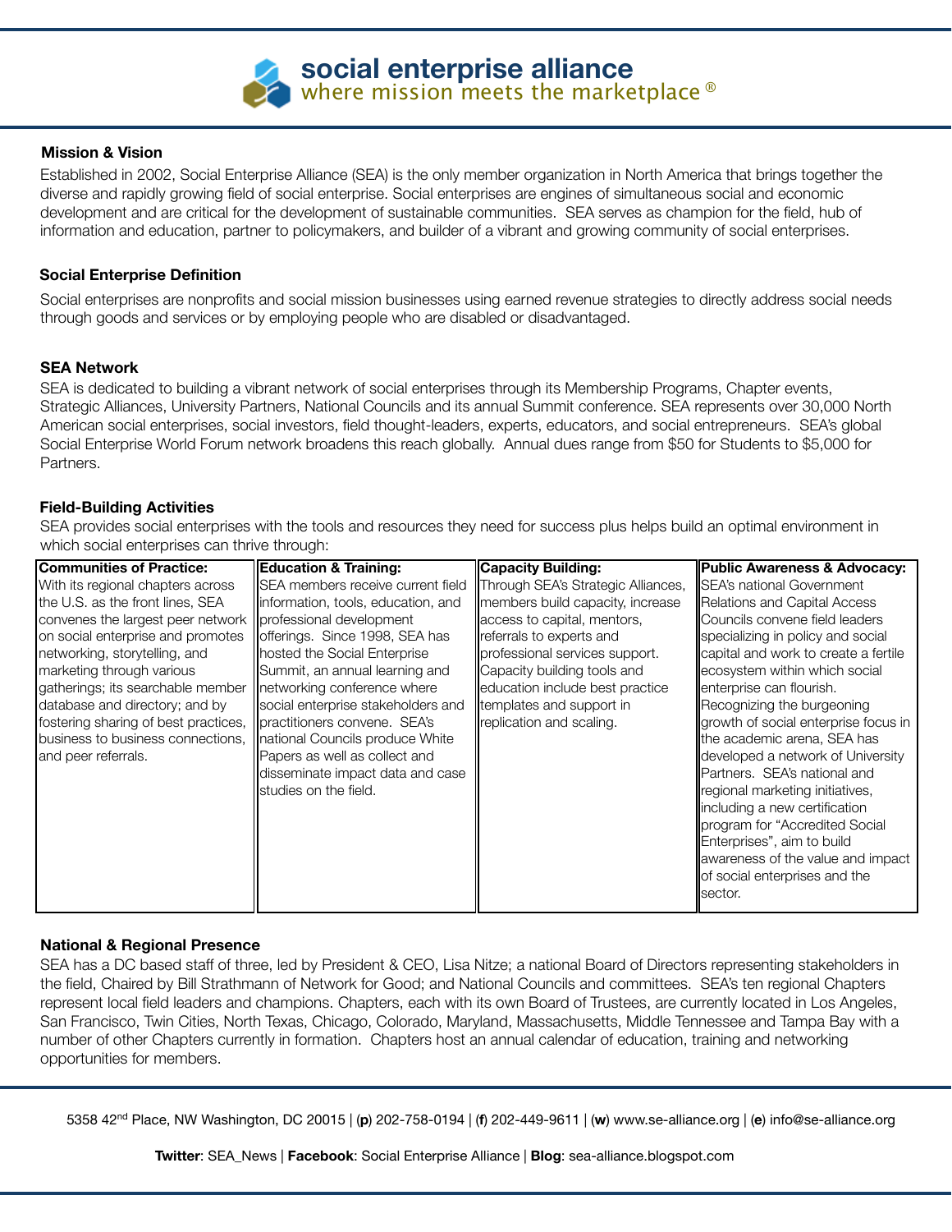# social enterprise alliance

where mission meets the marketplace ®

### Mission & Vision

Established in 2002, Social Enterprise Alliance (SEA) is the only member organization in North America that brings together the diverse and rapidly growing field of social enterprise. Social enterprises are engines of simultaneous social and economic development and are critical for the development of sustainable communities. SEA serves as champion for the field, hub of information and education, partner to policymakers, and builder of a vibrant and growing community of social enterprises.

### Social Enterprise Definition

Social enterprises are nonprofits and social mission businesses using earned revenue strategies to directly address social needs through goods and services or by employing people who are disabled or disadvantaged.

### SEA Network

SEA is dedicated to building a vibrant network of social enterprises through its Membership Programs, Chapter events, Strategic Alliances, University Partners, National Councils and its annual Summit conference. SEA represents over 30,000 North American social enterprises, social investors, field thought-leaders, experts, educators, and social entrepreneurs. SEA's global Social Enterprise World Forum network broadens this reach globally. Annual dues range from $50 for Students to $5,000 for Partners.

### Field-Building Activities

SEA provides social enterprises with the tools and resources they need for success plus helps build an optimal environment in which social enterprises can thrive through:

| Communities of Practice: | Education & Training: | Capacity Building: | Public Awareness & Advocacy: |
|---|---|---|---|
| With its regional chapters across the U.S. as the front lines, SEA convenes the largest peer network on social enterprise and promotes networking, storytelling, and marketing through various gatherings; its searchable member database and directory; and by fostering sharing of best practices, business to business connections, and peer referrals. | SEA members receive current field information, tools, education, and professional development offerings. Since 1998, SEA has hosted the Social Enterprise Summit, an annual learning and networking conference where social enterprise stakeholders and practitioners convene. SEA's national Councils produce White Papers as well as collect and disseminate impact data and case studies on the field. | Through SEA's Strategic Alliances, members build capacity, increase access to capital, mentors, referrals to experts and professional services support. Capacity building tools and education include best practice templates and support in replication and scaling. | SEA's national Government Relations and Capital Access Councils convene field leaders specializing in policy and social capital and work to create a fertile ecosystem within which social enterprise can flourish. Recognizing the burgeoning growth of social enterprise focus in the academic arena, SEA has developed a network of University Partners. SEA's national and regional marketing initiatives, including a new certification program for "Accredited Social Enterprises", aim to build awareness of the value and impact of social enterprises and the sector. |

### National & Regional Presence

SEA has a DC based staff of three, led by President & CEO, Lisa Nitze; a national Board of Directors representing stakeholders in the field, Chaired by Bill Strathmann of Network for Good; and National Councils and committees. SEA's ten regional Chapters represent local field leaders and champions. Chapters, each with its own Board of Trustees, are currently located in Los Angeles, San Francisco, Twin Cities, North Texas, Chicago, Colorado, Maryland, Massachusetts, Middle Tennessee and Tampa Bay with a number of other Chapters currently in formation. Chapters host an annual calendar of education, training and networking opportunities for members.

5358 42nd Place, NW Washington, DC 20015 | (**p**) 202-758-0194 | (**f**) 202-449-9611 | (**w**) www.se-alliance.org | (**e**) info@se-alliance.org

**Twitter**: SEA_News | **Facebook**: Social Enterprise Alliance | **Blog**: sea-alliance.blogspot.com